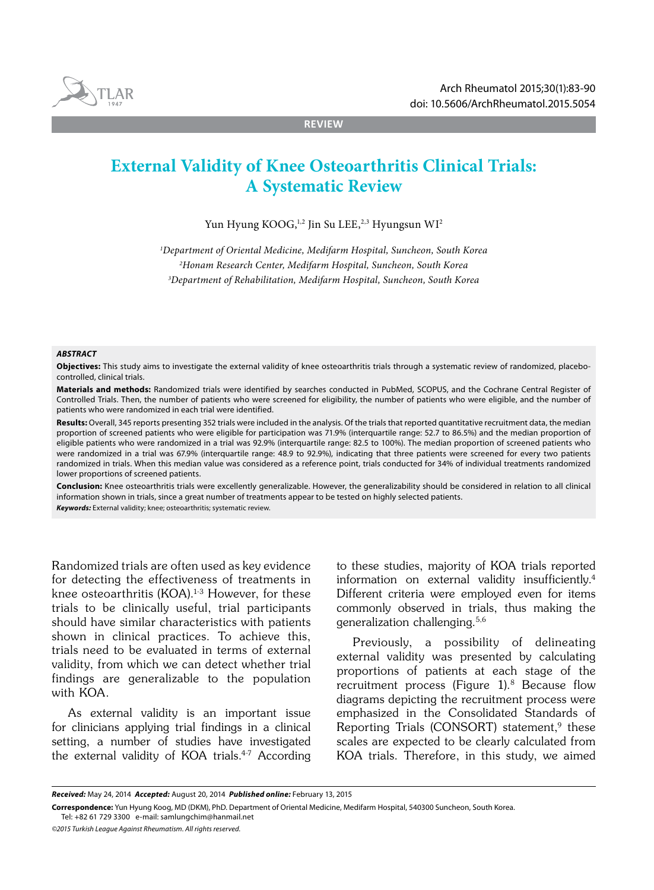**REVIEW**

# External Validity of Knee Osteoarthritis Clinical Trials: A Systematic Review

Yun Hyung KOOG,[1,2] Jin Su LEE,[2,3] Hyungsun WI[2]

[1]Department of Oriental Medicine, Medifarm Hospital, Suncheon, South Korea
[2]Honam Research Center, Medifarm Hospital, Suncheon, South Korea
[3]Department of Rehabilitation, Medifarm Hospital, Suncheon, South Korea

### ABSTRACT

**Objectives:** This study aims to investigate the external validity of knee osteoarthritis trials through a systematic review of randomized, placebo-controlled, clinical trials.

**Materials and methods:** Randomized trials were identified by searches conducted in PubMed, SCOPUS, and the Cochrane Central Register of Controlled Trials. Then, the number of patients who were screened for eligibility, the number of patients who were eligible, and the number of patients who were randomized in each trial were identified.

**Results:** Overall, 345 reports presenting 352 trials were included in the analysis. Of the trials that reported quantitative recruitment data, the median proportion of screened patients who were eligible for participation was 71.9% (interquartile range: 52.7 to 86.5%) and the median proportion of eligible patients who were randomized in a trial was 92.9% (interquartile range: 82.5 to 100%). The median proportion of screened patients who were randomized in a trial was 67.9% (interquartile range: 48.9 to 92.9%), indicating that three patients were screened for every two patients randomized in trials. When this median value was considered as a reference point, trials conducted for 34% of individual treatments randomized lower proportions of screened patients.

**Conclusion:** Knee osteoarthritis trials were excellently generalizable. However, the generalizability should be considered in relation to all clinical information shown in trials, since a great number of treatments appear to be tested on highly selected patients.

***Keywords:*** External validity; knee; osteoarthritis; systematic review.

Randomized trials are often used as key evidence for detecting the effectiveness of treatments in knee osteoarthritis (KOA).[1-3] However, for these trials to be clinically useful, trial participants should have similar characteristics with patients shown in clinical practices. To achieve this, trials need to be evaluated in terms of external validity, from which we can detect whether trial findings are generalizable to the population with KOA.

As external validity is an important issue for clinicians applying trial findings in a clinical setting, a number of studies have investigated the external validity of KOA trials.[4-7] According to these studies, majority of KOA trials reported information on external validity insufficiently.[4] Different criteria were employed even for items commonly observed in trials, thus making the generalization challenging.[5,6]

Previously, a possibility of delineating external validity was presented by calculating proportions of patients at each stage of the recruitment process (Figure 1).[8] Because flow diagrams depicting the recruitment process were emphasized in the Consolidated Standards of Reporting Trials (CONSORT) statement,[9] these scales are expected to be clearly calculated from KOA trials. Therefore, in this study, we aimed

***Received:*** May 24, 2014 ***Accepted:*** August 20, 2014 ***Published online:*** February 13, 2015

**Correspondence:** Yun Hyung Koog, MD (DKM), PhD. Department of Oriental Medicine, Medifarm Hospital, 540300 Suncheon, South Korea.
Tel: +82 61 729 3300 e-mail: samlungchim@hanmail.net

*©2015 Turkish League Against Rheumatism. All rights reserved.*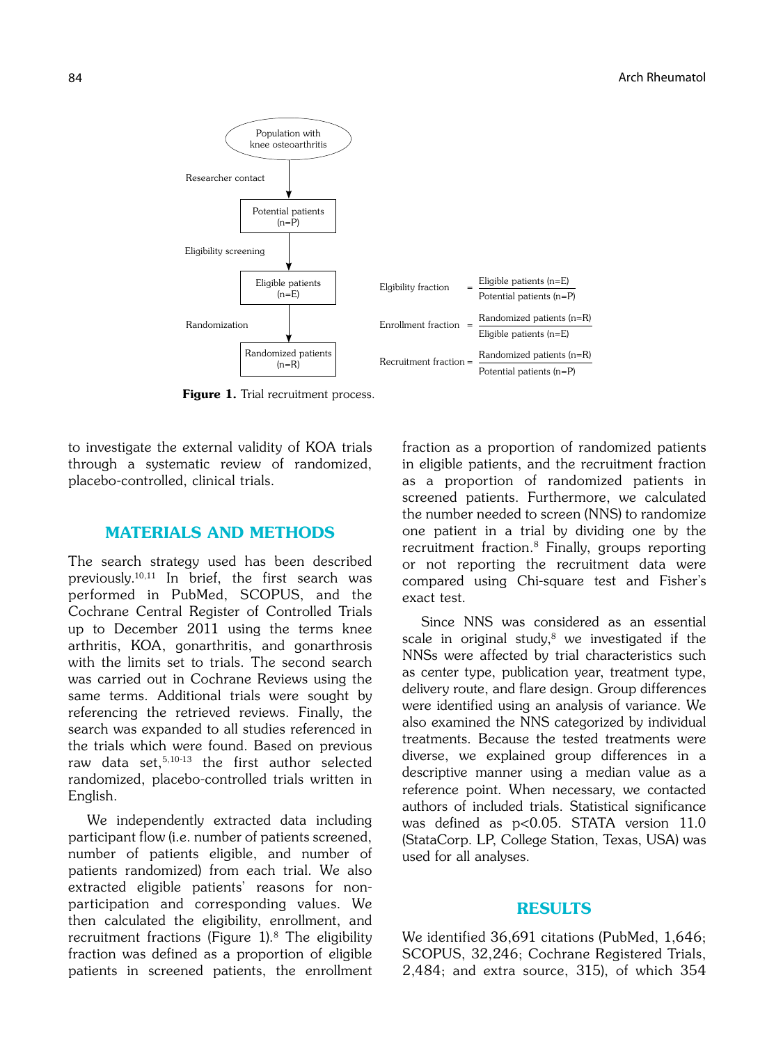Population with knee osteoarthritis

Researcher contact

Potential patients (n=P)

Eligibility screening

Eligible patients (n=E)

Randomization

Randomized patients (n=R)

$$\text{Elgibility fraction} = \frac{\text{Eligible patients (n=E)}}{\text{Potential patients (n=P)}}$$

$$\text{Enrollment fraction} = \frac{\text{Randomized patients (n=R)}}{\text{Eligible patients (n=E)}}$$

$$\text{Recruitment fraction} = \frac{\text{Randomized patients (n=R)}}{\text{Potential patients (n=P)}}$$

**Figure 1.** Trial recruitment process.

to investigate the external validity of KOA trials through a systematic review of randomized, placebo-controlled, clinical trials.

## MATERIALS AND METHODS

The search strategy used has been described previously.[10,11] In brief, the first search was performed in PubMed, SCOPUS, and the Cochrane Central Register of Controlled Trials up to December 2011 using the terms knee arthritis, KOA, gonarthritis, and gonarthrosis with the limits set to trials. The second search was carried out in Cochrane Reviews using the same terms. Additional trials were sought by referencing the retrieved reviews. Finally, the search was expanded to all studies referenced in the trials which were found. Based on previous raw data set,[5,10-13] the first author selected randomized, placebo-controlled trials written in English.

We independently extracted data including participant flow (i.e. number of patients screened, number of patients eligible, and number of patients randomized) from each trial. We also extracted eligible patients' reasons for non-participation and corresponding values. We then calculated the eligibility, enrollment, and recruitment fractions (Figure 1).[8] The eligibility fraction was defined as a proportion of eligible patients in screened patients, the enrollment fraction as a proportion of randomized patients in eligible patients, and the recruitment fraction as a proportion of randomized patients in screened patients. Furthermore, we calculated the number needed to screen (NNS) to randomize one patient in a trial by dividing one by the recruitment fraction.[8] Finally, groups reporting or not reporting the recruitment data were compared using Chi-square test and Fisher's exact test.

Since NNS was considered as an essential scale in original study,[8] we investigated if the NNSs were affected by trial characteristics such as center type, publication year, treatment type, delivery route, and flare design. Group differences were identified using an analysis of variance. We also examined the NNS categorized by individual treatments. Because the tested treatments were diverse, we explained group differences in a descriptive manner using a median value as a reference point. When necessary, we contacted authors of included trials. Statistical significance was defined as $p<0.05$. STATA version 11.0 (StataCorp. LP, College Station, Texas, USA) was used for all analyses.

## RESULTS

We identified 36,691 citations (PubMed, 1,646; SCOPUS, 32,246; Cochrane Registered Trials, 2,484; and extra source, 315), of which 354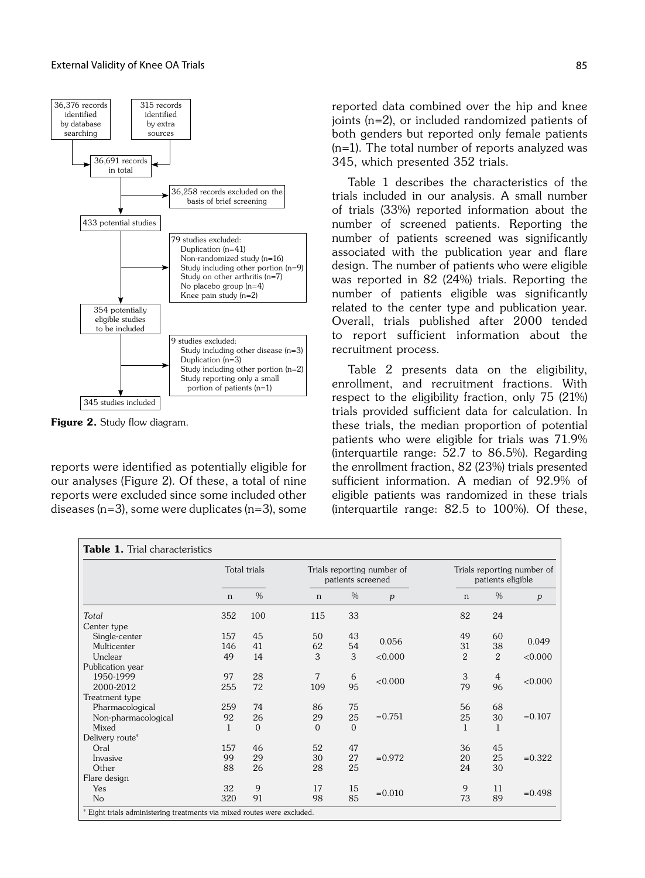- 36,376 records identified by database searching
- 315 records identified by extra sources
- 36,691 records in total
- 36,258 records excluded on the basis of brief screening
- 433 potential studies
- 79 studies excluded:
  - Duplication (n=41)
  - Non-randomized study (n=16)
  - Study including other portion (n=9)
  - Study on other arthritis (n=7)
  - No placebo group (n=4)
  - Knee pain study (n=2)
- 354 potentially eligible studies to be included
- 9 studies excluded:
  - Study including other disease (n=3)
  - Duplication (n=3)
  - Study including other portion (n=2)
  - Study reporting only a small portion of patients (n=1)
- 345 studies included

**Figure 2.** Study flow diagram.

reports were identified as potentially eligible for our analyses (Figure 2). Of these, a total of nine reports were excluded since some included other diseases (n=3), some were duplicates (n=3), some reported data combined over the hip and knee joints (n=2), or included randomized patients of both genders but reported only female patients (n=1). The total number of reports analyzed was 345, which presented 352 trials.

Table 1 describes the characteristics of the trials included in our analysis. A small number of trials (33%) reported information about the number of screened patients. Reporting the number of patients screened was significantly associated with the publication year and flare design. The number of patients who were eligible was reported in 82 (24%) trials. Reporting the number of patients eligible was significantly related to the center type and publication year. Overall, trials published after 2000 tended to report sufficient information about the recruitment process.

Table 2 presents data on the eligibility, enrollment, and recruitment fractions. With respect to the eligibility fraction, only 75 (21%) trials provided sufficient data for calculation. In these trials, the median proportion of potential patients who were eligible for trials was 71.9% (interquartile range: 52.7 to 86.5%). Regarding the enrollment fraction, 82 (23%) trials presented sufficient information. A median of 92.9% of eligible patients was randomized in these trials (interquartile range: 82.5 to 100%). Of these,

**Table 1.** Trial characteristics

| | Total trials | | Trials reporting number of patients screened | | | Trials reporting number of patients eligible | | |
|---|---|---|---|---|---|---|---|---|
| | n | % | n | % | $p$ | n | % | $p$ |
| *Total* | 352 | 100 | 115 | 33 | | 82 | 24 | |
| Center type | | | | | | | | |
| Single-center | 157 | 45 | 50 | 43 | 0.056 | 49 | 60 | 0.049 |
| Multicenter | 146 | 41 | 62 | 54 | | 31 | 38 | |
| Unclear | 49 | 14 | 3 | 3 | <0.000 | 2 | 2 | <0.000 |
| Publication year | | | | | | | | |
| 1950-1999 | 97 | 28 | 7 | 6 | <0.000 | 3 | 4 | <0.000 |
| 2000-2012 | 255 | 72 | 109 | 95 | | 79 | 96 | |
| Treatment type | | | | | | | | |
| Pharmacological | 259 | 74 | 86 | 75 | =0.751 | 56 | 68 | =0.107 |
| Non-pharmacological | 92 | 26 | 29 | 25 | | 25 | 30 | |
| Mixed | 1 | 0 | 0 | 0 | | 1 | 1 | |
| Delivery route* | | | | | | | | |
| Oral | 157 | 46 | 52 | 47 | =0.972 | 36 | 45 | =0.322 |
| Invasive | 99 | 29 | 30 | 27 | | 20 | 25 | |
| Other | 88 | 26 | 28 | 25 | | 24 | 30 | |
| Flare design | | | | | | | | |
| Yes | 32 | 9 | 17 | 15 | =0.010 | 9 | 11 | =0.498 |
| No | 320 | 91 | 98 | 85 | | 73 | 89 | |

* Eight trials administering treatments via mixed routes were excluded.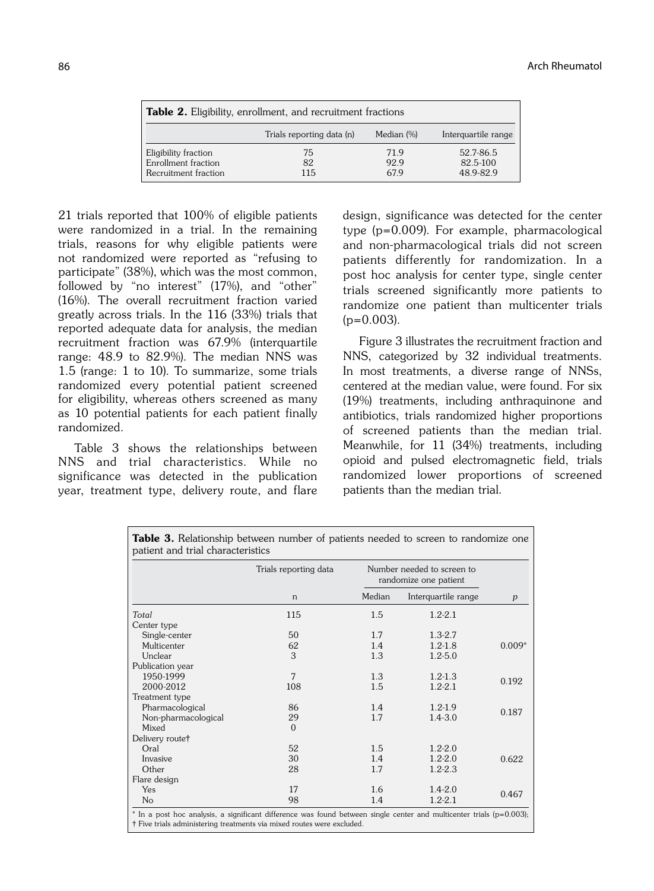**Table 2.** Eligibility, enrollment, and recruitment fractions

| | Trials reporting data (n) | Median (%) | Interquartile range |
|---|---|---|---|
| Eligibility fraction | 75 | 71.9 | 52.7-86.5 |
| Enrollment fraction | 82 | 92.9 | 82.5-100 |
| Recruitment fraction | 115 | 67.9 | 48.9-82.9 |

21 trials reported that 100% of eligible patients were randomized in a trial. In the remaining trials, reasons for why eligible patients were not randomized were reported as "refusing to participate" (38%), which was the most common, followed by "no interest" (17%), and "other" (16%). The overall recruitment fraction varied greatly across trials. In the 116 (33%) trials that reported adequate data for analysis, the median recruitment fraction was 67.9% (interquartile range: 48.9 to 82.9%). The median NNS was 1.5 (range: 1 to 10). To summarize, some trials randomized every potential patient screened for eligibility, whereas others screened as many as 10 potential patients for each patient finally randomized.

Table 3 shows the relationships between NNS and trial characteristics. While no significance was detected in the publication year, treatment type, delivery route, and flare design, significance was detected for the center type ($p=0.009$). For example, pharmacological and non-pharmacological trials did not screen patients differently for randomization. In a post hoc analysis for center type, single center trials screened significantly more patients to randomize one patient than multicenter trials ($p=0.003$).

Figure 3 illustrates the recruitment fraction and NNS, categorized by 32 individual treatments. In most treatments, a diverse range of NNSs, centered at the median value, were found. For six (19%) treatments, including anthraquinone and antibiotics, trials randomized higher proportions of screened patients than the median trial. Meanwhile, for 11 (34%) treatments, including opioid and pulsed electromagnetic field, trials randomized lower proportions of screened patients than the median trial.

**Table 3.** Relationship between number of patients needed to screen to randomize one patient and trial characteristics

| | Trials reporting data | Number needed to screen to randomize one patient | | |
|---|---|---|---|---|
| | n | Median | Interquartile range | *p* |
| *Total* | 115 | 1.5 | 1.2-2.1 | |
| Center type | | | | |
| Single-center | 50 | 1.7 | 1.3-2.7 | |
| Multicenter | 62 | 1.4 | 1.2-1.8 | 0.009* |
| Unclear | 3 | 1.3 | 1.2-5.0 | |
| Publication year | | | | |
| 1950-1999 | 7 | 1.3 | 1.2-1.3 | 0.192 |
| 2000-2012 | 108 | 1.5 | 1.2-2.1 | |
| Treatment type | | | | |
| Pharmacological | 86 | 1.4 | 1.2-1.9 | 0.187 |
| Non-pharmacological | 29 | 1.7 | 1.4-3.0 | |
| Mixed | 0 | | | |
| Delivery route† | | | | |
| Oral | 52 | 1.5 | 1.2-2.0 | |
| Invasive | 30 | 1.4 | 1.2-2.0 | 0.622 |
| Other | 28 | 1.7 | 1.2-2.3 | |
| Flare design | | | | |
| Yes | 17 | 1.6 | 1.4-2.0 | 0.467 |
| No | 98 | 1.4 | 1.2-2.1 | |

\* In a post hoc analysis, a significant difference was found between single center and multicenter trials ($p=0.003$); † Five trials administering treatments via mixed routes were excluded.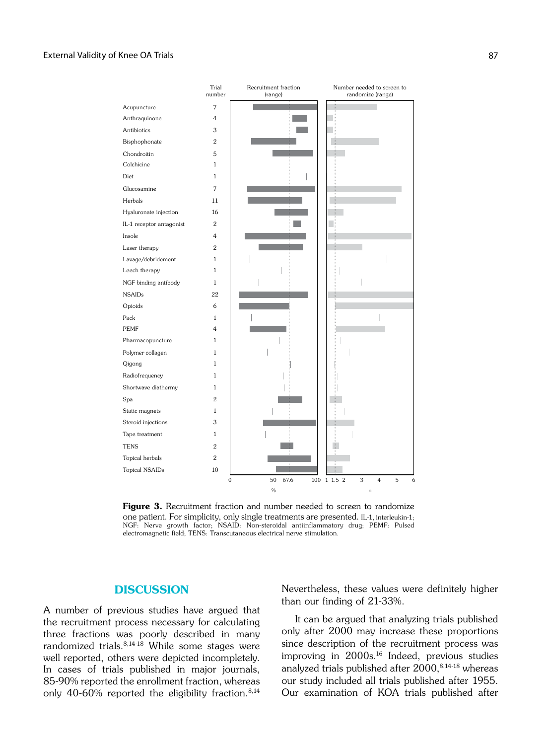| | Trial number |
|---|---|
| Acupuncture | 7 |
| Anthraquinone | 4 |
| Antibiotics | 3 |
| Bisphophonate | 2 |
| Chondroitin | 5 |
| Colchicine | 1 |
| Diet | 1 |
| Glucosamine | 7 |
| Herbals | 11 |
| Hyaluronate injection | 16 |
| IL-1 receptor antagonist | 2 |
| Insole | 4 |
| Laser therapy | 2 |
| Lavage/debridement | 1 |
| Leech therapy | 1 |
| NGF binding antibody | 1 |
| NSAIDs | 22 |
| Opioids | 6 |
| Pack | 1 |
| PEMF | 4 |
| Pharmacopuncture | 1 |
| Polymer-collagen | 1 |
| Qigong | 1 |
| Radiofrequency | 1 |
| Shortwave diathermy | 1 |
| Spa | 2 |
| Static magnets | 1 |
| Steroid injections | 3 |
| Tape treatment | 1 |
| TENS | 2 |
| Topical herbals | 2 |
| Topical NSAIDs | 10 |

**Figure 3.** Recruitment fraction and number needed to screen to randomize one patient. For simplicity, only single treatments are presented. IL-1, interleukin-1; NGF: Nerve growth factor; NSAID: Non-steroidal antiinflammatory drug; PEMF: Pulsed electromagnetic field; TENS: Transcutaneous electrical nerve stimulation.

## DISCUSSION

A number of previous studies have argued that the recruitment process necessary for calculating three fractions was poorly described in many randomized trials.[8,14-18] While some stages were well reported, others were depicted incompletely. In cases of trials published in major journals, 85-90% reported the enrollment fraction, whereas only 40-60% reported the eligibility fraction.[8,14] Nevertheless, these values were definitely higher than our finding of 21-33%.

It can be argued that analyzing trials published only after 2000 may increase these proportions since description of the recruitment process was improving in 2000s.[16] Indeed, previous studies analyzed trials published after 2000,[8,14-18] whereas our study included all trials published after 1955. Our examination of KOA trials published after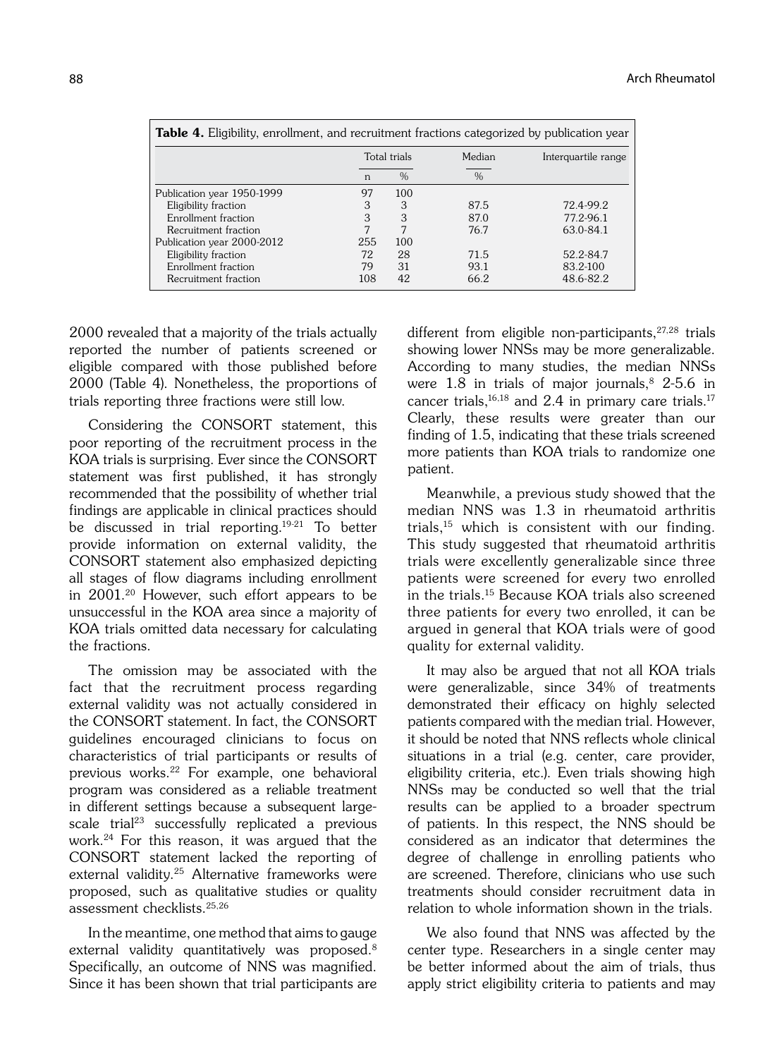**Table 4.** Eligibility, enrollment, and recruitment fractions categorized by publication year

| | Total trials | | Median | Interquartile range |
|---|---|---|---|---|
| | n | % | % | |
| Publication year 1950-1999 | 97 | 100 | | |
| Eligibility fraction | 3 | 3 | 87.5 | 72.4-99.2 |
| Enrollment fraction | 3 | 3 | 87.0 | 77.2-96.1 |
| Recruitment fraction | 7 | 7 | 76.7 | 63.0-84.1 |
| Publication year 2000-2012 | 255 | 100 | | |
| Eligibility fraction | 72 | 28 | 71.5 | 52.2-84.7 |
| Enrollment fraction | 79 | 31 | 93.1 | 83.2-100 |
| Recruitment fraction | 108 | 42 | 66.2 | 48.6-82.2 |

2000 revealed that a majority of the trials actually reported the number of patients screened or eligible compared with those published before 2000 (Table 4). Nonetheless, the proportions of trials reporting three fractions were still low.

Considering the CONSORT statement, this poor reporting of the recruitment process in the KOA trials is surprising. Ever since the CONSORT statement was first published, it has strongly recommended that the possibility of whether trial findings are applicable in clinical practices should be discussed in trial reporting.[19-21] To better provide information on external validity, the CONSORT statement also emphasized depicting all stages of flow diagrams including enrollment in 2001.[20] However, such effort appears to be unsuccessful in the KOA area since a majority of KOA trials omitted data necessary for calculating the fractions.

The omission may be associated with the fact that the recruitment process regarding external validity was not actually considered in the CONSORT statement. In fact, the CONSORT guidelines encouraged clinicians to focus on characteristics of trial participants or results of previous works.[22] For example, one behavioral program was considered as a reliable treatment in different settings because a subsequent large-scale trial[23] successfully replicated a previous work.[24] For this reason, it was argued that the CONSORT statement lacked the reporting of external validity.[25] Alternative frameworks were proposed, such as qualitative studies or quality assessment checklists.[25,26]

In the meantime, one method that aims to gauge external validity quantitatively was proposed.[8] Specifically, an outcome of NNS was magnified. Since it has been shown that trial participants are different from eligible non-participants,[27,28] trials showing lower NNSs may be more generalizable. According to many studies, the median NNSs were 1.8 in trials of major journals,[8] 2-5.6 in cancer trials,[16,18] and 2.4 in primary care trials.[17] Clearly, these results were greater than our finding of 1.5, indicating that these trials screened more patients than KOA trials to randomize one patient.

Meanwhile, a previous study showed that the median NNS was 1.3 in rheumatoid arthritis trials,[15] which is consistent with our finding. This study suggested that rheumatoid arthritis trials were excellently generalizable since three patients were screened for every two enrolled in the trials.[15] Because KOA trials also screened three patients for every two enrolled, it can be argued in general that KOA trials were of good quality for external validity.

It may also be argued that not all KOA trials were generalizable, since 34% of treatments demonstrated their efficacy on highly selected patients compared with the median trial. However, it should be noted that NNS reflects whole clinical situations in a trial (e.g. center, care provider, eligibility criteria, etc.). Even trials showing high NNSs may be conducted so well that the trial results can be applied to a broader spectrum of patients. In this respect, the NNS should be considered as an indicator that determines the degree of challenge in enrolling patients who are screened. Therefore, clinicians who use such treatments should consider recruitment data in relation to whole information shown in the trials.

We also found that NNS was affected by the center type. Researchers in a single center may be better informed about the aim of trials, thus apply strict eligibility criteria to patients and may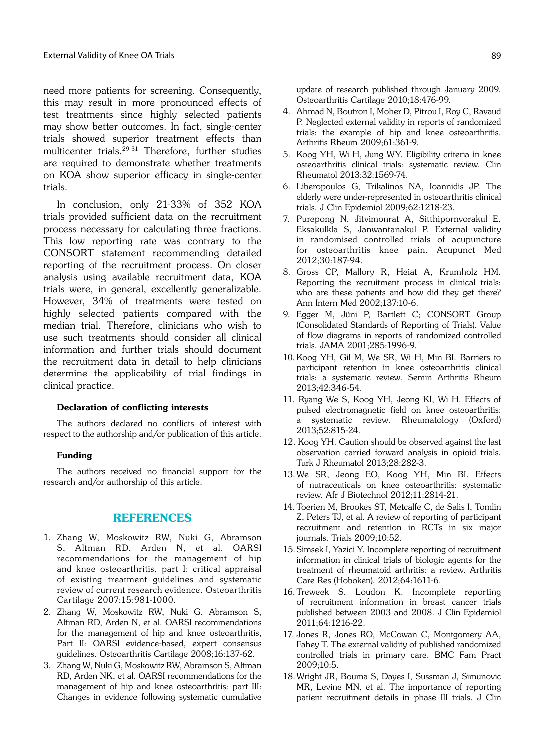need more patients for screening. Consequently, this may result in more pronounced effects of test treatments since highly selected patients may show better outcomes. In fact, single-center trials showed superior treatment effects than multicenter trials.[29-31] Therefore, further studies are required to demonstrate whether treatments on KOA show superior efficacy in single-center trials.

In conclusion, only 21-33% of 352 KOA trials provided sufficient data on the recruitment process necessary for calculating three fractions. This low reporting rate was contrary to the CONSORT statement recommending detailed reporting of the recruitment process. On closer analysis using available recruitment data, KOA trials were, in general, excellently generalizable. However, 34% of treatments were tested on highly selected patients compared with the median trial. Therefore, clinicians who wish to use such treatments should consider all clinical information and further trials should document the recruitment data in detail to help clinicians determine the applicability of trial findings in clinical practice.

#### Declaration of conflicting interests

The authors declared no conflicts of interest with respect to the authorship and/or publication of this article.

#### Funding

The authors received no financial support for the research and/or authorship of this article.

## REFERENCES

1. Zhang W, Moskowitz RW, Nuki G, Abramson S, Altman RD, Arden N, et al. OARSI recommendations for the management of hip and knee osteoarthritis, part I: critical appraisal of existing treatment guidelines and systematic review of current research evidence. Osteoarthritis Cartilage 2007;15:981-1000.
2. Zhang W, Moskowitz RW, Nuki G, Abramson S, Altman RD, Arden N, et al. OARSI recommendations for the management of hip and knee osteoarthritis, Part II: OARSI evidence-based, expert consensus guidelines. Osteoarthritis Cartilage 2008;16:137-62.
3. Zhang W, Nuki G, Moskowitz RW, Abramson S, Altman RD, Arden NK, et al. OARSI recommendations for the management of hip and knee osteoarthritis: part III: Changes in evidence following systematic cumulative update of research published through January 2009. Osteoarthritis Cartilage 2010;18:476-99.
4. Ahmad N, Boutron I, Moher D, Pitrou I, Roy C, Ravaud P. Neglected external validity in reports of randomized trials: the example of hip and knee osteoarthritis. Arthritis Rheum 2009;61:361-9.
5. Koog YH, Wi H, Jung WY. Eligibility criteria in knee osteoarthritis clinical trials: systematic review. Clin Rheumatol 2013;32:1569-74.
6. Liberopoulos G, Trikalinos NA, Ioannidis JP. The elderly were under-represented in osteoarthritis clinical trials. J Clin Epidemiol 2009;62:1218-23.
7. Purepong N, Jitvimonrat A, Sitthipornvorakul E, Eksakulkla S, Janwantanakul P. External validity in randomised controlled trials of acupuncture for osteoarthritis knee pain. Acupunct Med 2012;30:187-94.
8. Gross CP, Mallory R, Heiat A, Krumholz HM. Reporting the recruitment process in clinical trials: who are these patients and how did they get there? Ann Intern Med 2002;137:10-6.
9. Egger M, Jüni P, Bartlett C; CONSORT Group (Consolidated Standards of Reporting of Trials). Value of flow diagrams in reports of randomized controlled trials. JAMA 2001;285:1996-9.
10. Koog YH, Gil M, We SR, Wi H, Min BI. Barriers to participant retention in knee osteoarthritis clinical trials: a systematic review. Semin Arthritis Rheum 2013;42:346-54.
11. Ryang We S, Koog YH, Jeong KI, Wi H. Effects of pulsed electromagnetic field on knee osteoarthritis: a systematic review. Rheumatology (Oxford) 2013;52:815-24.
12. Koog YH. Caution should be observed against the last observation carried forward analysis in opioid trials. Turk J Rheumatol 2013;28:282-3.
13. We SR, Jeong EO, Koog YH, Min BI. Effects of nutraceuticals on knee osteoarthritis: systematic review. Afr J Biotechnol 2012;11:2814-21.
14. Toerien M, Brookes ST, Metcalfe C, de Salis I, Tomlin Z, Peters TJ, et al. A review of reporting of participant recruitment and retention in RCTs in six major journals. Trials 2009;10:52.
15. Simsek I, Yazici Y. Incomplete reporting of recruitment information in clinical trials of biologic agents for the treatment of rheumatoid arthritis: a review. Arthritis Care Res (Hoboken). 2012;64:1611-6.
16. Treweek S, Loudon K. Incomplete reporting of recruitment information in breast cancer trials published between 2003 and 2008. J Clin Epidemiol 2011;64:1216-22.
17. Jones R, Jones RO, McCowan C, Montgomery AA, Fahey T. The external validity of published randomized controlled trials in primary care. BMC Fam Pract 2009;10:5.
18. Wright JR, Bouma S, Dayes I, Sussman J, Simunovic MR, Levine MN, et al. The importance of reporting patient recruitment details in phase III trials. J Clin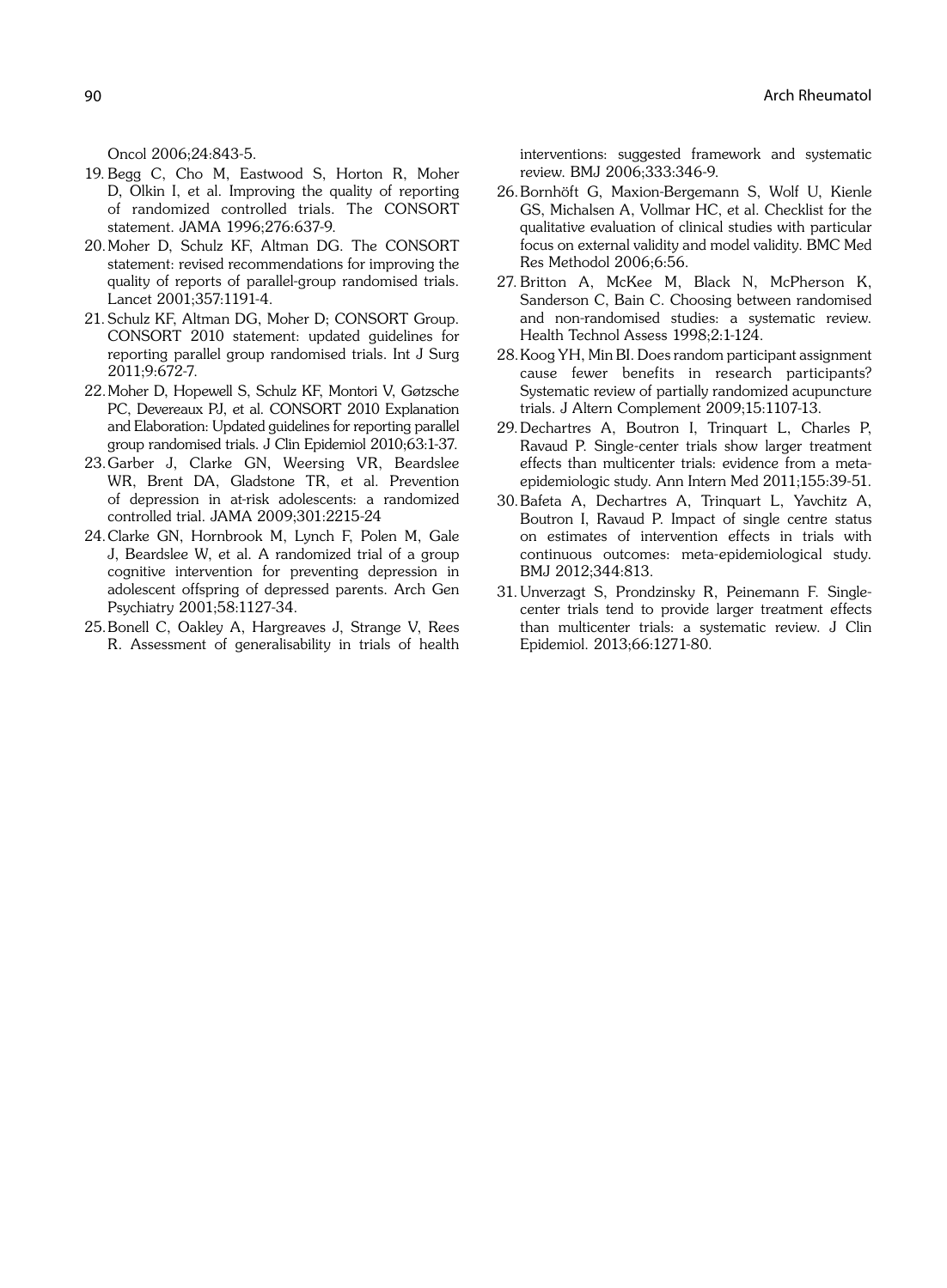Oncol 2006;24:843-5.

19. Begg C, Cho M, Eastwood S, Horton R, Moher D, Olkin I, et al. Improving the quality of reporting of randomized controlled trials. The CONSORT statement. JAMA 1996;276:637-9.
20. Moher D, Schulz KF, Altman DG. The CONSORT statement: revised recommendations for improving the quality of reports of parallel-group randomised trials. Lancet 2001;357:1191-4.
21. Schulz KF, Altman DG, Moher D; CONSORT Group. CONSORT 2010 statement: updated guidelines for reporting parallel group randomised trials. Int J Surg 2011;9:672-7.
22. Moher D, Hopewell S, Schulz KF, Montori V, Gøtzsche PC, Devereaux PJ, et al. CONSORT 2010 Explanation and Elaboration: Updated guidelines for reporting parallel group randomised trials. J Clin Epidemiol 2010;63:1-37.
23. Garber J, Clarke GN, Weersing VR, Beardslee WR, Brent DA, Gladstone TR, et al. Prevention of depression in at-risk adolescents: a randomized controlled trial. JAMA 2009;301:2215-24
24. Clarke GN, Hornbrook M, Lynch F, Polen M, Gale J, Beardslee W, et al. A randomized trial of a group cognitive intervention for preventing depression in adolescent offspring of depressed parents. Arch Gen Psychiatry 2001;58:1127-34.
25. Bonell C, Oakley A, Hargreaves J, Strange V, Rees R. Assessment of generalisability in trials of health interventions: suggested framework and systematic review. BMJ 2006;333:346-9.
26. Bornhöft G, Maxion-Bergemann S, Wolf U, Kienle GS, Michalsen A, Vollmar HC, et al. Checklist for the qualitative evaluation of clinical studies with particular focus on external validity and model validity. BMC Med Res Methodol 2006;6:56.
27. Britton A, McKee M, Black N, McPherson K, Sanderson C, Bain C. Choosing between randomised and non-randomised studies: a systematic review. Health Technol Assess 1998;2:1-124.
28. Koog YH, Min BI. Does random participant assignment cause fewer benefits in research participants? Systematic review of partially randomized acupuncture trials. J Altern Complement 2009;15:1107-13.
29. Dechartres A, Boutron I, Trinquart L, Charles P, Ravaud P. Single-center trials show larger treatment effects than multicenter trials: evidence from a meta-epidemiologic study. Ann Intern Med 2011;155:39-51.
30. Bafeta A, Dechartres A, Trinquart L, Yavchitz A, Boutron I, Ravaud P. Impact of single centre status on estimates of intervention effects in trials with continuous outcomes: meta-epidemiological study. BMJ 2012;344:813.
31. Unverzagt S, Prondzinsky R, Peinemann F. Single-center trials tend to provide larger treatment effects than multicenter trials: a systematic review. J Clin Epidemiol. 2013;66:1271-80.